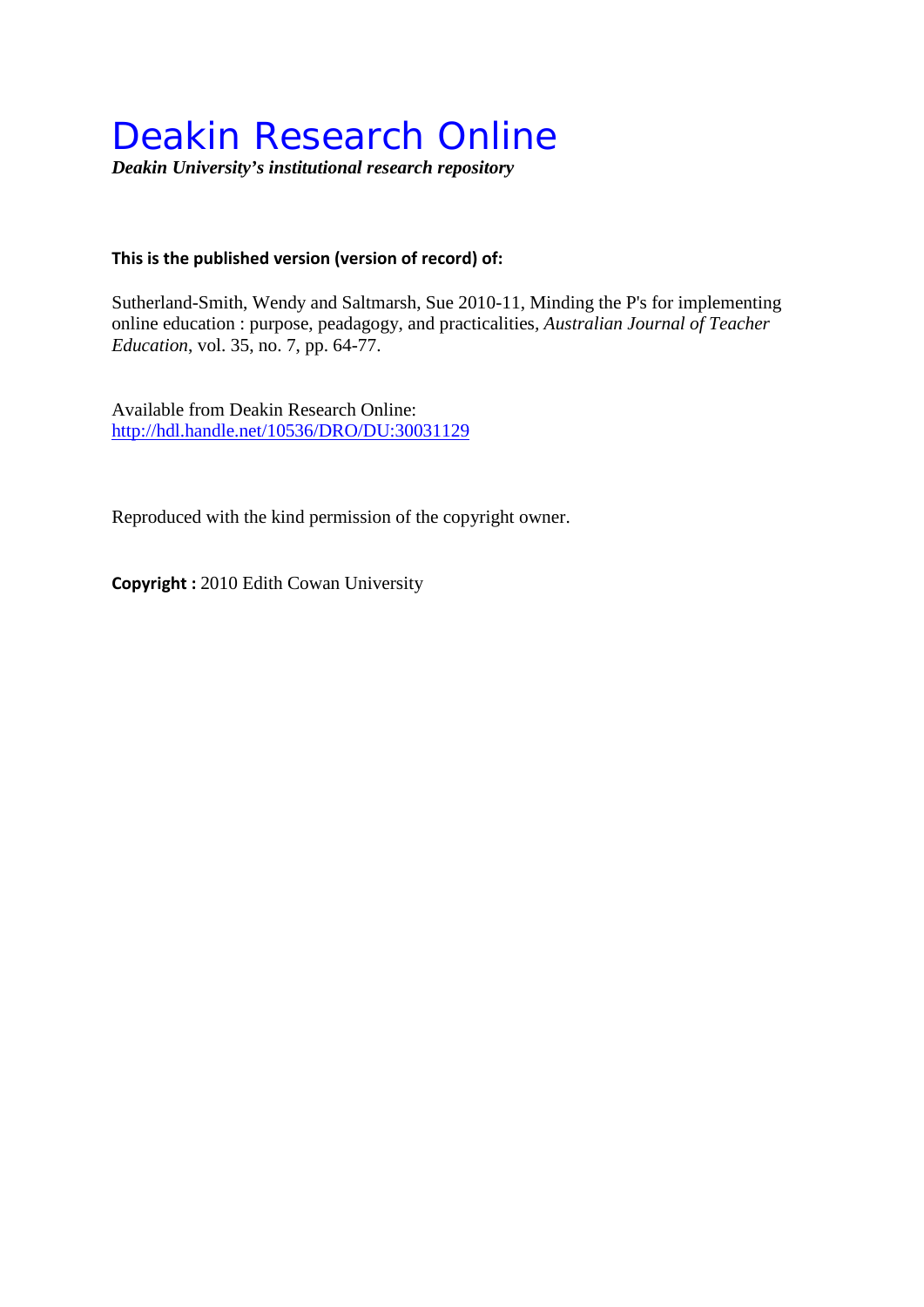# Deakin Research Online

***Deakin University's institutional research repository***

**This is the published version (version of record) of:**

Sutherland-Smith, Wendy and Saltmarsh, Sue 2010-11, Minding the P's for implementing online education : purpose, peadagogy, and practicalities, *Australian Journal of Teacher Education*, vol. 35, no. 7, pp. 64-77.

Available from Deakin Research Online:
http://hdl.handle.net/10536/DRO/DU:30031129

Reproduced with the kind permission of the copyright owner.

**Copyright :** 2010 Edith Cowan University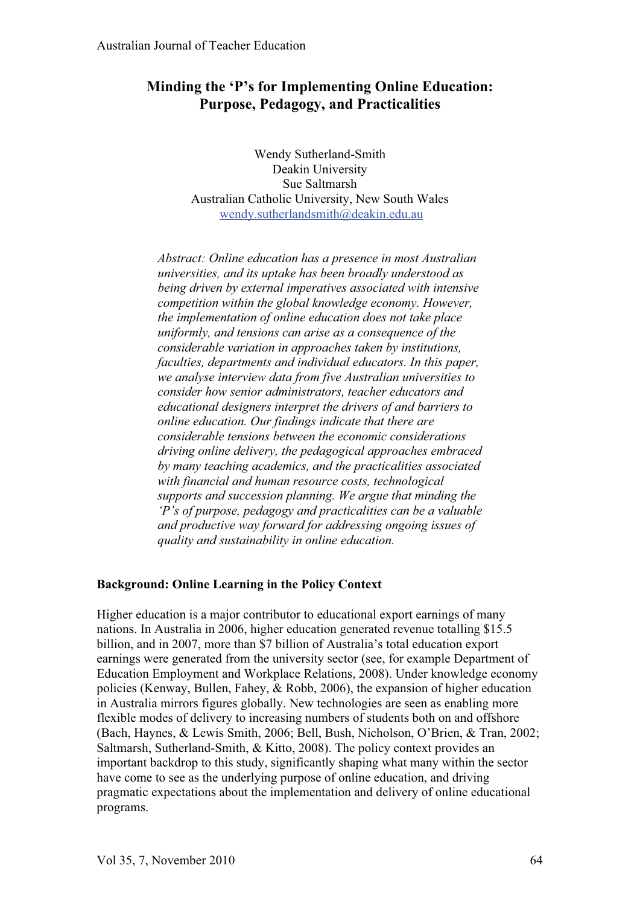# Minding the 'P's for Implementing Online Education: Purpose, Pedagogy, and Practicalities

Wendy Sutherland-Smith
Deakin University
Sue Saltmarsh
Australian Catholic University, New South Wales
wendy.sutherlandsmith@deakin.edu.au

*Abstract: Online education has a presence in most Australian universities, and its uptake has been broadly understood as being driven by external imperatives associated with intensive competition within the global knowledge economy. However, the implementation of online education does not take place uniformly, and tensions can arise as a consequence of the considerable variation in approaches taken by institutions, faculties, departments and individual educators. In this paper, we analyse interview data from five Australian universities to consider how senior administrators, teacher educators and educational designers interpret the drivers of and barriers to online education. Our findings indicate that there are considerable tensions between the economic considerations driving online delivery, the pedagogical approaches embraced by many teaching academics, and the practicalities associated with financial and human resource costs, technological supports and succession planning. We argue that minding the 'P's of purpose, pedagogy and practicalities can be a valuable and productive way forward for addressing ongoing issues of quality and sustainability in online education.*

## Background: Online Learning in the Policy Context

Higher education is a major contributor to educational export earnings of many nations. In Australia in 2006, higher education generated revenue totalling $15.5 billion, and in 2007, more than $7 billion of Australia's total education export earnings were generated from the university sector (see, for example Department of Education Employment and Workplace Relations, 2008). Under knowledge economy policies (Kenway, Bullen, Fahey, & Robb, 2006), the expansion of higher education in Australia mirrors figures globally. New technologies are seen as enabling more flexible modes of delivery to increasing numbers of students both on and offshore (Bach, Haynes, & Lewis Smith, 2006; Bell, Bush, Nicholson, O'Brien, & Tran, 2002; Saltmarsh, Sutherland-Smith, & Kitto, 2008). The policy context provides an important backdrop to this study, significantly shaping what many within the sector have come to see as the underlying purpose of online education, and driving pragmatic expectations about the implementation and delivery of online educational programs.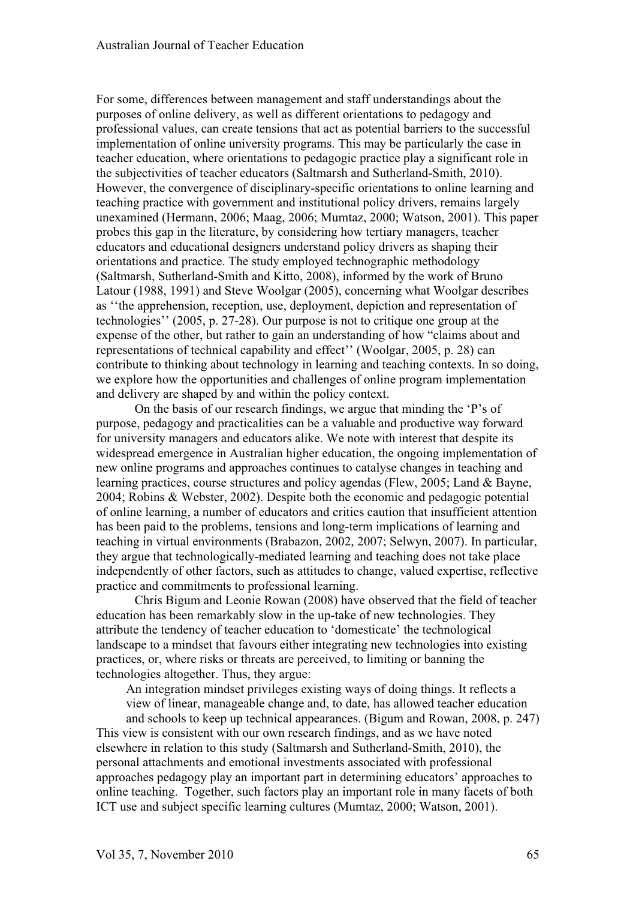For some, differences between management and staff understandings about the purposes of online delivery, as well as different orientations to pedagogy and professional values, can create tensions that act as potential barriers to the successful implementation of online university programs. This may be particularly the case in teacher education, where orientations to pedagogic practice play a significant role in the subjectivities of teacher educators (Saltmarsh and Sutherland-Smith, 2010). However, the convergence of disciplinary-specific orientations to online learning and teaching practice with government and institutional policy drivers, remains largely unexamined (Hermann, 2006; Maag, 2006; Mumtaz, 2000; Watson, 2001). This paper probes this gap in the literature, by considering how tertiary managers, teacher educators and educational designers understand policy drivers as shaping their orientations and practice. The study employed technographic methodology (Saltmarsh, Sutherland-Smith and Kitto, 2008), informed by the work of Bruno Latour (1988, 1991) and Steve Woolgar (2005), concerning what Woolgar describes as ''the apprehension, reception, use, deployment, depiction and representation of technologies'' (2005, p. 27-28). Our purpose is not to critique one group at the expense of the other, but rather to gain an understanding of how "claims about and representations of technical capability and effect'' (Woolgar, 2005, p. 28) can contribute to thinking about technology in learning and teaching contexts. In so doing, we explore how the opportunities and challenges of online program implementation and delivery are shaped by and within the policy context.

On the basis of our research findings, we argue that minding the 'P's of purpose, pedagogy and practicalities can be a valuable and productive way forward for university managers and educators alike. We note with interest that despite its widespread emergence in Australian higher education, the ongoing implementation of new online programs and approaches continues to catalyse changes in teaching and learning practices, course structures and policy agendas (Flew, 2005; Land & Bayne, 2004; Robins & Webster, 2002). Despite both the economic and pedagogic potential of online learning, a number of educators and critics caution that insufficient attention has been paid to the problems, tensions and long-term implications of learning and teaching in virtual environments (Brabazon, 2002, 2007; Selwyn, 2007). In particular, they argue that technologically-mediated learning and teaching does not take place independently of other factors, such as attitudes to change, valued expertise, reflective practice and commitments to professional learning.

Chris Bigum and Leonie Rowan (2008) have observed that the field of teacher education has been remarkably slow in the up-take of new technologies. They attribute the tendency of teacher education to 'domesticate' the technological landscape to a mindset that favours either integrating new technologies into existing practices, or, where risks or threats are perceived, to limiting or banning the technologies altogether. Thus, they argue:

> An integration mindset privileges existing ways of doing things. It reflects a view of linear, manageable change and, to date, has allowed teacher education and schools to keep up technical appearances. (Bigum and Rowan, 2008, p. 247)

This view is consistent with our own research findings, and as we have noted elsewhere in relation to this study (Saltmarsh and Sutherland-Smith, 2010), the personal attachments and emotional investments associated with professional approaches pedagogy play an important part in determining educators' approaches to online teaching. Together, such factors play an important role in many facets of both ICT use and subject specific learning cultures (Mumtaz, 2000; Watson, 2001).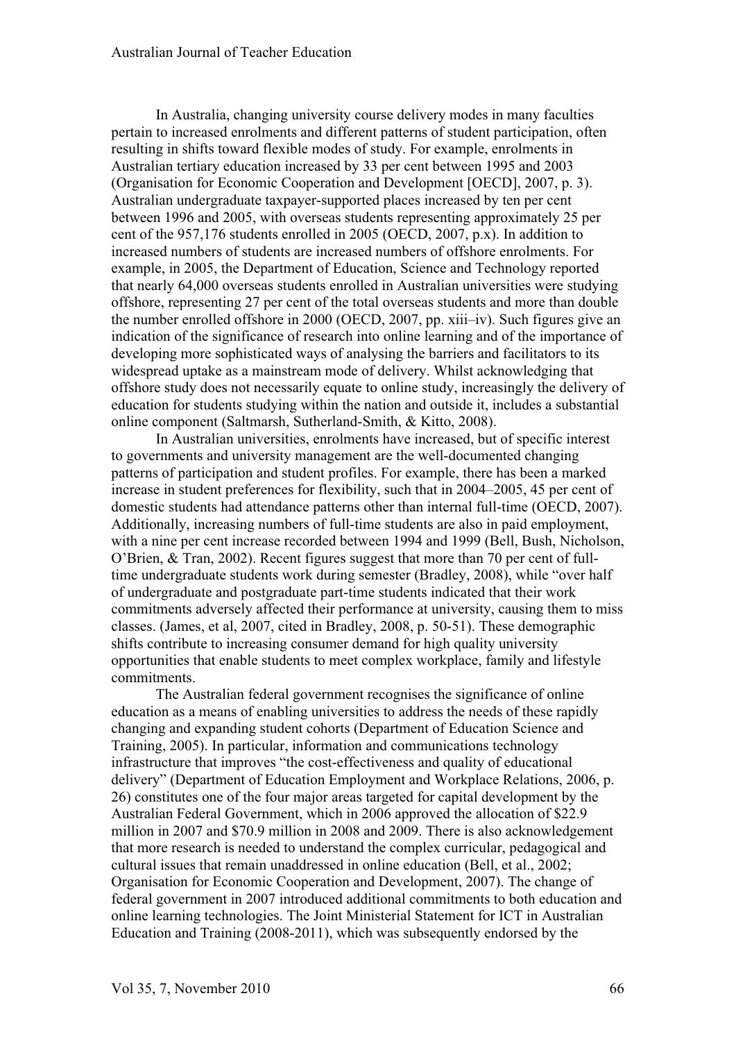In Australia, changing university course delivery modes in many faculties pertain to increased enrolments and different patterns of student participation, often resulting in shifts toward flexible modes of study. For example, enrolments in Australian tertiary education increased by 33 per cent between 1995 and 2003 (Organisation for Economic Cooperation and Development [OECD], 2007, p. 3). Australian undergraduate taxpayer-supported places increased by ten per cent between 1996 and 2005, with overseas students representing approximately 25 per cent of the 957,176 students enrolled in 2005 (OECD, 2007, p.x). In addition to increased numbers of students are increased numbers of offshore enrolments. For example, in 2005, the Department of Education, Science and Technology reported that nearly 64,000 overseas students enrolled in Australian universities were studying offshore, representing 27 per cent of the total overseas students and more than double the number enrolled offshore in 2000 (OECD, 2007, pp. xiii–iv). Such figures give an indication of the significance of research into online learning and of the importance of developing more sophisticated ways of analysing the barriers and facilitators to its widespread uptake as a mainstream mode of delivery. Whilst acknowledging that offshore study does not necessarily equate to online study, increasingly the delivery of education for students studying within the nation and outside it, includes a substantial online component (Saltmarsh, Sutherland-Smith, & Kitto, 2008).

In Australian universities, enrolments have increased, but of specific interest to governments and university management are the well-documented changing patterns of participation and student profiles. For example, there has been a marked increase in student preferences for flexibility, such that in 2004–2005, 45 per cent of domestic students had attendance patterns other than internal full-time (OECD, 2007). Additionally, increasing numbers of full-time students are also in paid employment, with a nine per cent increase recorded between 1994 and 1999 (Bell, Bush, Nicholson, O'Brien, & Tran, 2002). Recent figures suggest that more than 70 per cent of full-time undergraduate students work during semester (Bradley, 2008), while "over half of undergraduate and postgraduate part-time students indicated that their work commitments adversely affected their performance at university, causing them to miss classes. (James, et al, 2007, cited in Bradley, 2008, p. 50-51). These demographic shifts contribute to increasing consumer demand for high quality university opportunities that enable students to meet complex workplace, family and lifestyle commitments.

The Australian federal government recognises the significance of online education as a means of enabling universities to address the needs of these rapidly changing and expanding student cohorts (Department of Education Science and Training, 2005). In particular, information and communications technology infrastructure that improves "the cost-effectiveness and quality of educational delivery" (Department of Education Employment and Workplace Relations, 2006, p. 26) constitutes one of the four major areas targeted for capital development by the Australian Federal Government, which in 2006 approved the allocation of $22.9 million in 2007 and $70.9 million in 2008 and 2009. There is also acknowledgement that more research is needed to understand the complex curricular, pedagogical and cultural issues that remain unaddressed in online education (Bell, et al., 2002; Organisation for Economic Cooperation and Development, 2007). The change of federal government in 2007 introduced additional commitments to both education and online learning technologies. The Joint Ministerial Statement for ICT in Australian Education and Training (2008-2011), which was subsequently endorsed by the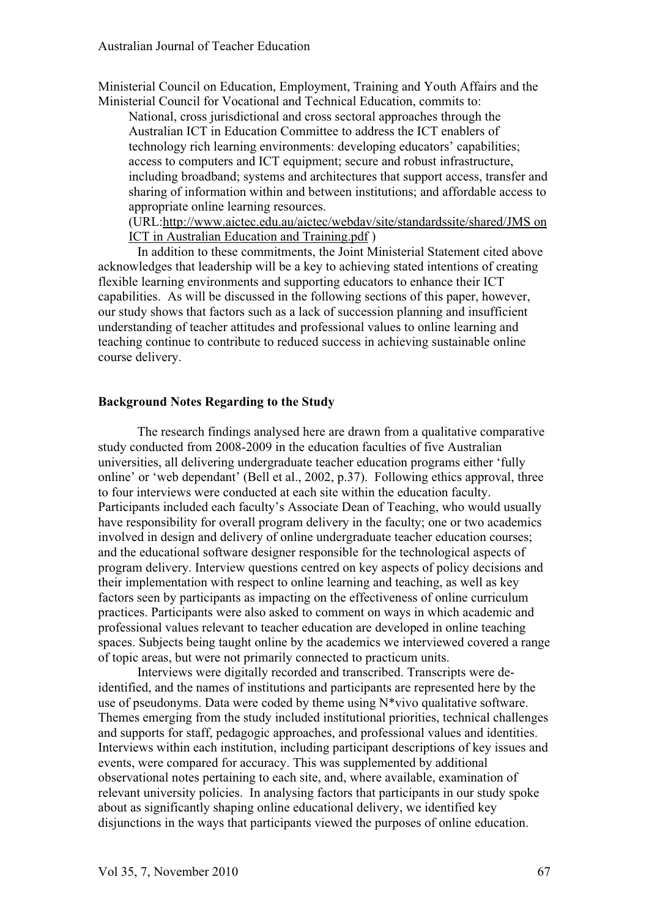Ministerial Council on Education, Employment, Training and Youth Affairs and the Ministerial Council for Vocational and Technical Education, commits to:

> National, cross jurisdictional and cross sectoral approaches through the Australian ICT in Education Committee to address the ICT enablers of technology rich learning environments: developing educators' capabilities; access to computers and ICT equipment; secure and robust infrastructure, including broadband; systems and architectures that support access, transfer and sharing of information within and between institutions; and affordable access to appropriate online learning resources.
> (URL:http://www.aictec.edu.au/aictec/webdav/site/standardssite/shared/JMS on ICT in Australian Education and Training.pdf )

In addition to these commitments, the Joint Ministerial Statement cited above acknowledges that leadership will be a key to achieving stated intentions of creating flexible learning environments and supporting educators to enhance their ICT capabilities. As will be discussed in the following sections of this paper, however, our study shows that factors such as a lack of succession planning and insufficient understanding of teacher attitudes and professional values to online learning and teaching continue to contribute to reduced success in achieving sustainable online course delivery.

## Background Notes Regarding to the Study

The research findings analysed here are drawn from a qualitative comparative study conducted from 2008-2009 in the education faculties of five Australian universities, all delivering undergraduate teacher education programs either 'fully online' or 'web dependant' (Bell et al., 2002, p.37). Following ethics approval, three to four interviews were conducted at each site within the education faculty. Participants included each faculty's Associate Dean of Teaching, who would usually have responsibility for overall program delivery in the faculty; one or two academics involved in design and delivery of online undergraduate teacher education courses; and the educational software designer responsible for the technological aspects of program delivery. Interview questions centred on key aspects of policy decisions and their implementation with respect to online learning and teaching, as well as key factors seen by participants as impacting on the effectiveness of online curriculum practices. Participants were also asked to comment on ways in which academic and professional values relevant to teacher education are developed in online teaching spaces. Subjects being taught online by the academics we interviewed covered a range of topic areas, but were not primarily connected to practicum units.

Interviews were digitally recorded and transcribed. Transcripts were de-identified, and the names of institutions and participants are represented here by the use of pseudonyms. Data were coded by theme using N*vivo qualitative software. Themes emerging from the study included institutional priorities, technical challenges and supports for staff, pedagogic approaches, and professional values and identities. Interviews within each institution, including participant descriptions of key issues and events, were compared for accuracy. This was supplemented by additional observational notes pertaining to each site, and, where available, examination of relevant university policies. In analysing factors that participants in our study spoke about as significantly shaping online educational delivery, we identified key disjunctions in the ways that participants viewed the purposes of online education.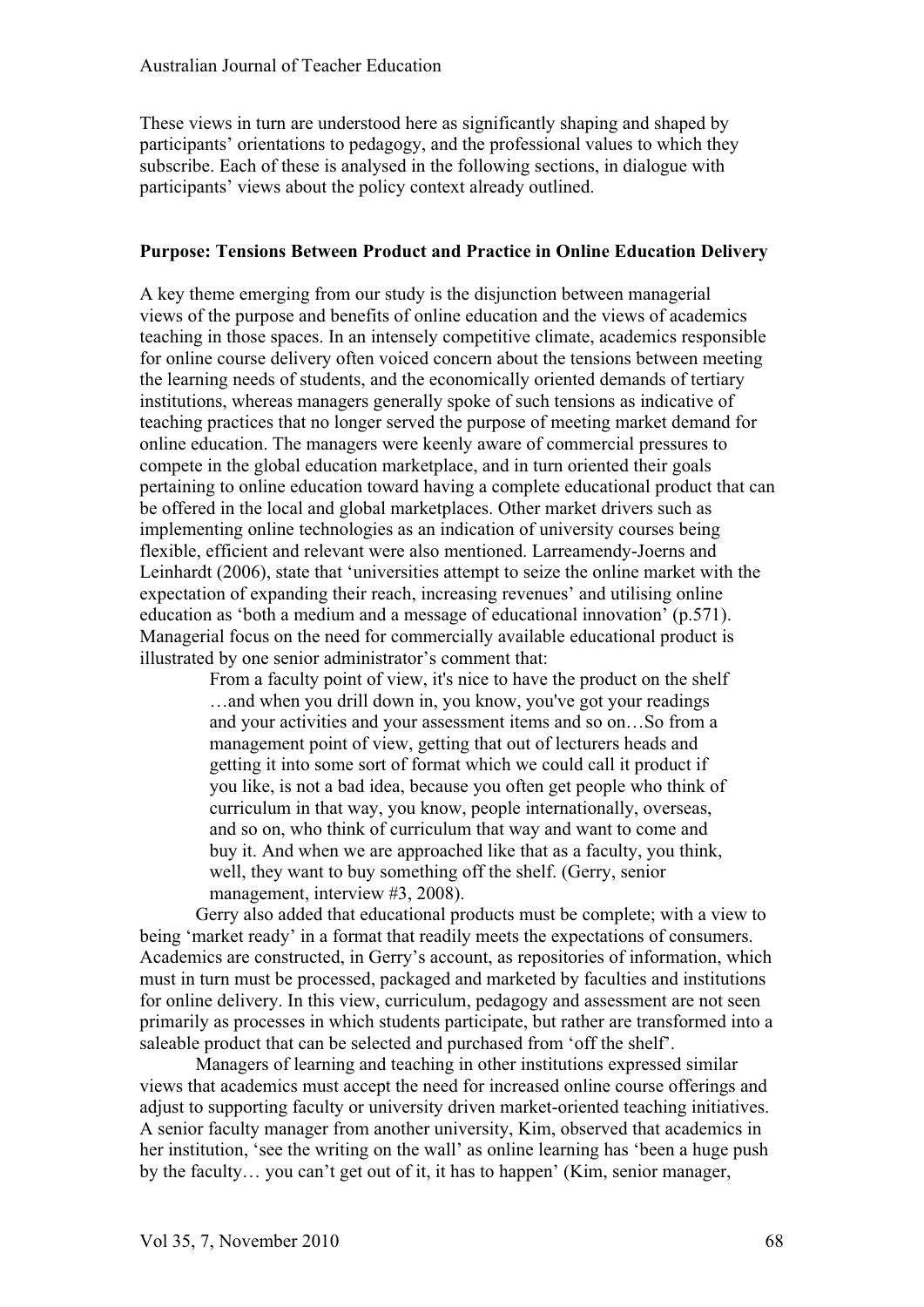These views in turn are understood here as significantly shaping and shaped by participants' orientations to pedagogy, and the professional values to which they subscribe. Each of these is analysed in the following sections, in dialogue with participants' views about the policy context already outlined.

**Purpose: Tensions Between Product and Practice in Online Education Delivery**

A key theme emerging from our study is the disjunction between managerial views of the purpose and benefits of online education and the views of academics teaching in those spaces. In an intensely competitive climate, academics responsible for online course delivery often voiced concern about the tensions between meeting the learning needs of students, and the economically oriented demands of tertiary institutions, whereas managers generally spoke of such tensions as indicative of teaching practices that no longer served the purpose of meeting market demand for online education. The managers were keenly aware of commercial pressures to compete in the global education marketplace, and in turn oriented their goals pertaining to online education toward having a complete educational product that can be offered in the local and global marketplaces. Other market drivers such as implementing online technologies as an indication of university courses being flexible, efficient and relevant were also mentioned. Larreamendy-Joerns and Leinhardt (2006), state that 'universities attempt to seize the online market with the expectation of expanding their reach, increasing revenues' and utilising online education as 'both a medium and a message of educational innovation' (p.571). Managerial focus on the need for commercially available educational product is illustrated by one senior administrator's comment that:

> From a faculty point of view, it's nice to have the product on the shelf …and when you drill down in, you know, you've got your readings and your activities and your assessment items and so on…So from a management point of view, getting that out of lecturers heads and getting it into some sort of format which we could call it product if you like, is not a bad idea, because you often get people who think of curriculum in that way, you know, people internationally, overseas, and so on, who think of curriculum that way and want to come and buy it. And when we are approached like that as a faculty, you think, well, they want to buy something off the shelf. (Gerry, senior management, interview #3, 2008).

Gerry also added that educational products must be complete; with a view to being 'market ready' in a format that readily meets the expectations of consumers. Academics are constructed, in Gerry's account, as repositories of information, which must in turn must be processed, packaged and marketed by faculties and institutions for online delivery. In this view, curriculum, pedagogy and assessment are not seen primarily as processes in which students participate, but rather are transformed into a saleable product that can be selected and purchased from 'off the shelf'.

Managers of learning and teaching in other institutions expressed similar views that academics must accept the need for increased online course offerings and adjust to supporting faculty or university driven market-oriented teaching initiatives. A senior faculty manager from another university, Kim, observed that academics in her institution, 'see the writing on the wall' as online learning has 'been a huge push by the faculty… you can't get out of it, it has to happen' (Kim, senior manager,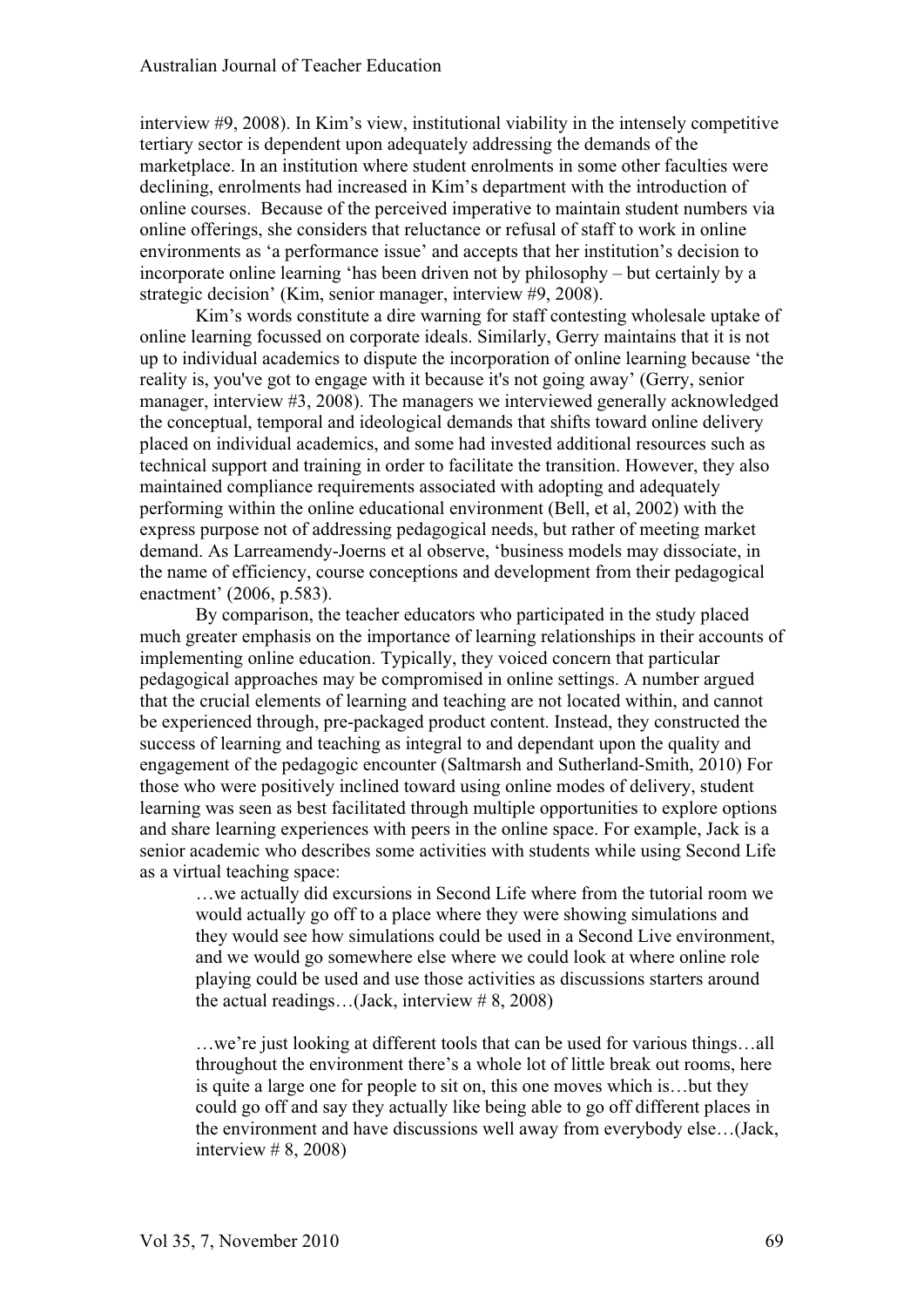interview #9, 2008). In Kim's view, institutional viability in the intensely competitive tertiary sector is dependent upon adequately addressing the demands of the marketplace. In an institution where student enrolments in some other faculties were declining, enrolments had increased in Kim's department with the introduction of online courses. Because of the perceived imperative to maintain student numbers via online offerings, she considers that reluctance or refusal of staff to work in online environments as 'a performance issue' and accepts that her institution's decision to incorporate online learning 'has been driven not by philosophy – but certainly by a strategic decision' (Kim, senior manager, interview #9, 2008).

Kim's words constitute a dire warning for staff contesting wholesale uptake of online learning focussed on corporate ideals. Similarly, Gerry maintains that it is not up to individual academics to dispute the incorporation of online learning because 'the reality is, you've got to engage with it because it's not going away' (Gerry, senior manager, interview #3, 2008). The managers we interviewed generally acknowledged the conceptual, temporal and ideological demands that shifts toward online delivery placed on individual academics, and some had invested additional resources such as technical support and training in order to facilitate the transition. However, they also maintained compliance requirements associated with adopting and adequately performing within the online educational environment (Bell, et al, 2002) with the express purpose not of addressing pedagogical needs, but rather of meeting market demand. As Larreamendy-Joerns et al observe, 'business models may dissociate, in the name of efficiency, course conceptions and development from their pedagogical enactment' (2006, p.583).

By comparison, the teacher educators who participated in the study placed much greater emphasis on the importance of learning relationships in their accounts of implementing online education. Typically, they voiced concern that particular pedagogical approaches may be compromised in online settings. A number argued that the crucial elements of learning and teaching are not located within, and cannot be experienced through, pre-packaged product content. Instead, they constructed the success of learning and teaching as integral to and dependant upon the quality and engagement of the pedagogic encounter (Saltmarsh and Sutherland-Smith, 2010) For those who were positively inclined toward using online modes of delivery, student learning was seen as best facilitated through multiple opportunities to explore options and share learning experiences with peers in the online space. For example, Jack is a senior academic who describes some activities with students while using Second Life as a virtual teaching space:

> …we actually did excursions in Second Life where from the tutorial room we would actually go off to a place where they were showing simulations and they would see how simulations could be used in a Second Live environment, and we would go somewhere else where we could look at where online role playing could be used and use those activities as discussions starters around the actual readings…(Jack, interview # 8, 2008)

> …we're just looking at different tools that can be used for various things…all throughout the environment there's a whole lot of little break out rooms, here is quite a large one for people to sit on, this one moves which is…but they could go off and say they actually like being able to go off different places in the environment and have discussions well away from everybody else…(Jack, interview # 8, 2008)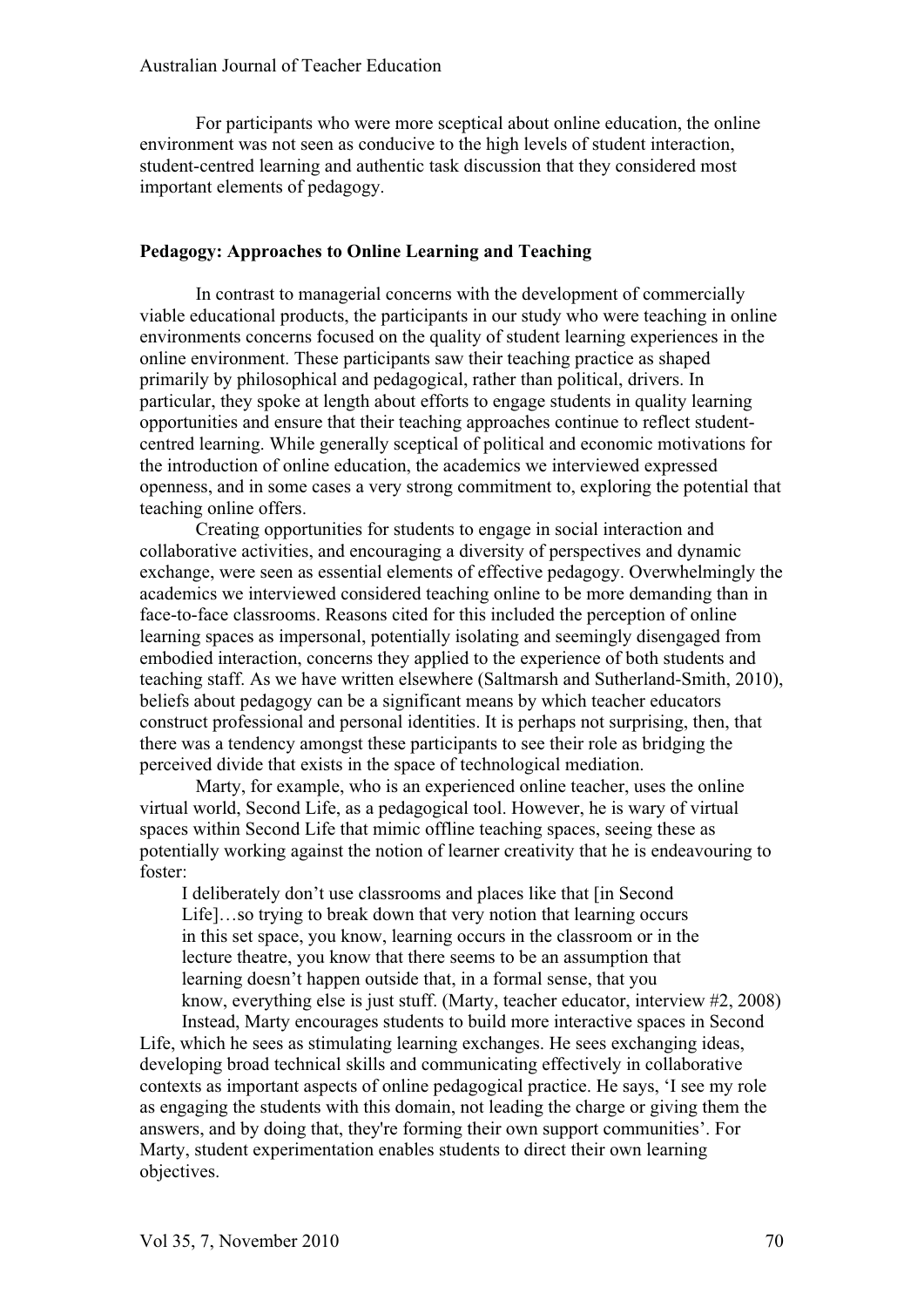For participants who were more sceptical about online education, the online environment was not seen as conducive to the high levels of student interaction, student-centred learning and authentic task discussion that they considered most important elements of pedagogy.

## Pedagogy: Approaches to Online Learning and Teaching

In contrast to managerial concerns with the development of commercially viable educational products, the participants in our study who were teaching in online environments concerns focused on the quality of student learning experiences in the online environment. These participants saw their teaching practice as shaped primarily by philosophical and pedagogical, rather than political, drivers. In particular, they spoke at length about efforts to engage students in quality learning opportunities and ensure that their teaching approaches continue to reflect student-centred learning. While generally sceptical of political and economic motivations for the introduction of online education, the academics we interviewed expressed openness, and in some cases a very strong commitment to, exploring the potential that teaching online offers.

Creating opportunities for students to engage in social interaction and collaborative activities, and encouraging a diversity of perspectives and dynamic exchange, were seen as essential elements of effective pedagogy. Overwhelmingly the academics we interviewed considered teaching online to be more demanding than in face-to-face classrooms. Reasons cited for this included the perception of online learning spaces as impersonal, potentially isolating and seemingly disengaged from embodied interaction, concerns they applied to the experience of both students and teaching staff. As we have written elsewhere (Saltmarsh and Sutherland-Smith, 2010), beliefs about pedagogy can be a significant means by which teacher educators construct professional and personal identities. It is perhaps not surprising, then, that there was a tendency amongst these participants to see their role as bridging the perceived divide that exists in the space of technological mediation.

Marty, for example, who is an experienced online teacher, uses the online virtual world, Second Life, as a pedagogical tool. However, he is wary of virtual spaces within Second Life that mimic offline teaching spaces, seeing these as potentially working against the notion of learner creativity that he is endeavouring to foster:

> I deliberately don't use classrooms and places like that [in Second Life]…so trying to break down that very notion that learning occurs in this set space, you know, learning occurs in the classroom or in the lecture theatre, you know that there seems to be an assumption that learning doesn't happen outside that, in a formal sense, that you know, everything else is just stuff. (Marty, teacher educator, interview #2, 2008)

Instead, Marty encourages students to build more interactive spaces in Second Life, which he sees as stimulating learning exchanges. He sees exchanging ideas, developing broad technical skills and communicating effectively in collaborative contexts as important aspects of online pedagogical practice. He says, 'I see my role as engaging the students with this domain, not leading the charge or giving them the answers, and by doing that, they're forming their own support communities'. For Marty, student experimentation enables students to direct their own learning objectives.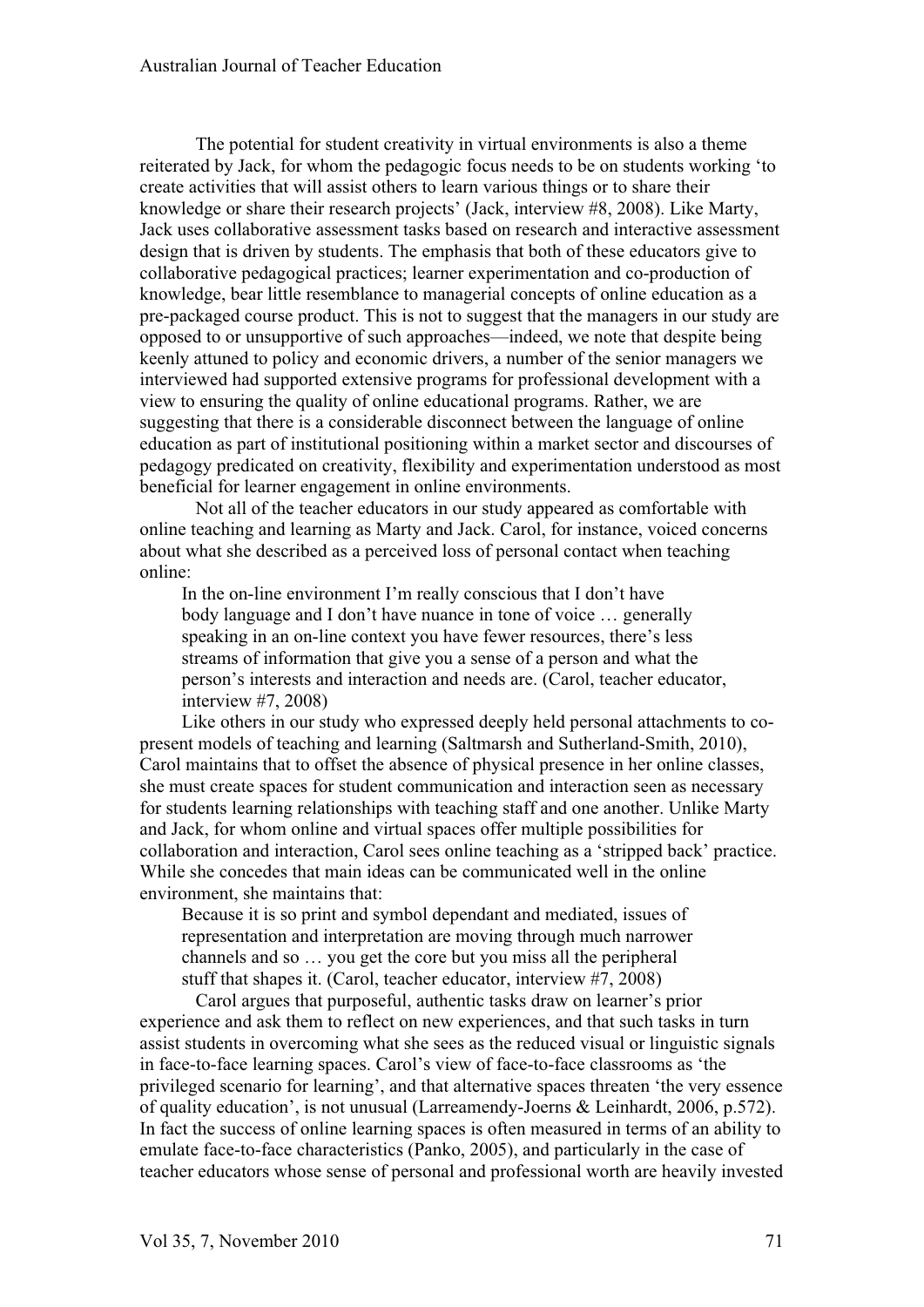The potential for student creativity in virtual environments is also a theme reiterated by Jack, for whom the pedagogic focus needs to be on students working 'to create activities that will assist others to learn various things or to share their knowledge or share their research projects' (Jack, interview #8, 2008). Like Marty, Jack uses collaborative assessment tasks based on research and interactive assessment design that is driven by students. The emphasis that both of these educators give to collaborative pedagogical practices; learner experimentation and co-production of knowledge, bear little resemblance to managerial concepts of online education as a pre-packaged course product. This is not to suggest that the managers in our study are opposed to or unsupportive of such approaches—indeed, we note that despite being keenly attuned to policy and economic drivers, a number of the senior managers we interviewed had supported extensive programs for professional development with a view to ensuring the quality of online educational programs. Rather, we are suggesting that there is a considerable disconnect between the language of online education as part of institutional positioning within a market sector and discourses of pedagogy predicated on creativity, flexibility and experimentation understood as most beneficial for learner engagement in online environments.

Not all of the teacher educators in our study appeared as comfortable with online teaching and learning as Marty and Jack. Carol, for instance, voiced concerns about what she described as a perceived loss of personal contact when teaching online:

> In the on-line environment I'm really conscious that I don't have body language and I don't have nuance in tone of voice … generally speaking in an on-line context you have fewer resources, there's less streams of information that give you a sense of a person and what the person's interests and interaction and needs are. (Carol, teacher educator, interview #7, 2008)

Like others in our study who expressed deeply held personal attachments to co-present models of teaching and learning (Saltmarsh and Sutherland-Smith, 2010), Carol maintains that to offset the absence of physical presence in her online classes, she must create spaces for student communication and interaction seen as necessary for students learning relationships with teaching staff and one another. Unlike Marty and Jack, for whom online and virtual spaces offer multiple possibilities for collaboration and interaction, Carol sees online teaching as a 'stripped back' practice. While she concedes that main ideas can be communicated well in the online environment, she maintains that:

> Because it is so print and symbol dependant and mediated, issues of representation and interpretation are moving through much narrower channels and so … you get the core but you miss all the peripheral stuff that shapes it. (Carol, teacher educator, interview #7, 2008)

Carol argues that purposeful, authentic tasks draw on learner's prior experience and ask them to reflect on new experiences, and that such tasks in turn assist students in overcoming what she sees as the reduced visual or linguistic signals in face-to-face learning spaces. Carol's view of face-to-face classrooms as 'the privileged scenario for learning', and that alternative spaces threaten 'the very essence of quality education', is not unusual (Larreamendy-Joerns & Leinhardt, 2006, p.572). In fact the success of online learning spaces is often measured in terms of an ability to emulate face-to-face characteristics (Panko, 2005), and particularly in the case of teacher educators whose sense of personal and professional worth are heavily invested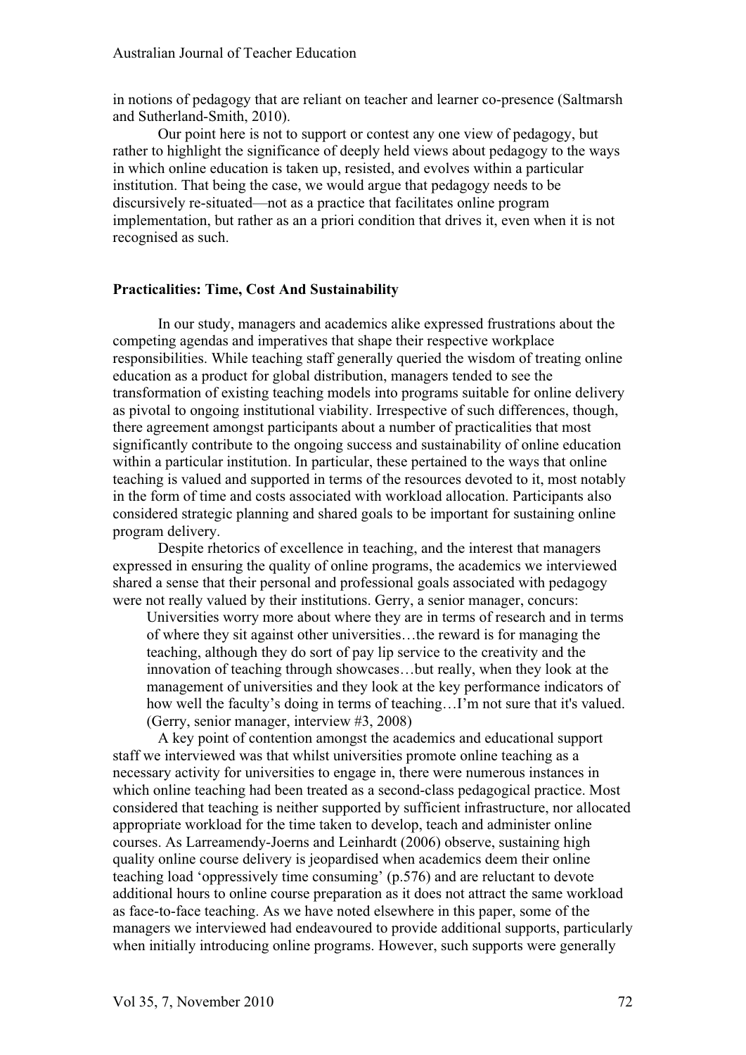in notions of pedagogy that are reliant on teacher and learner co-presence (Saltmarsh and Sutherland-Smith, 2010).

Our point here is not to support or contest any one view of pedagogy, but rather to highlight the significance of deeply held views about pedagogy to the ways in which online education is taken up, resisted, and evolves within a particular institution. That being the case, we would argue that pedagogy needs to be discursively re-situated—not as a practice that facilitates online program implementation, but rather as an a priori condition that drives it, even when it is not recognised as such.

## Practicalities: Time, Cost And Sustainability

In our study, managers and academics alike expressed frustrations about the competing agendas and imperatives that shape their respective workplace responsibilities. While teaching staff generally queried the wisdom of treating online education as a product for global distribution, managers tended to see the transformation of existing teaching models into programs suitable for online delivery as pivotal to ongoing institutional viability. Irrespective of such differences, though, there agreement amongst participants about a number of practicalities that most significantly contribute to the ongoing success and sustainability of online education within a particular institution. In particular, these pertained to the ways that online teaching is valued and supported in terms of the resources devoted to it, most notably in the form of time and costs associated with workload allocation. Participants also considered strategic planning and shared goals to be important for sustaining online program delivery.

Despite rhetorics of excellence in teaching, and the interest that managers expressed in ensuring the quality of online programs, the academics we interviewed shared a sense that their personal and professional goals associated with pedagogy were not really valued by their institutions. Gerry, a senior manager, concurs:

> Universities worry more about where they are in terms of research and in terms of where they sit against other universities…the reward is for managing the teaching, although they do sort of pay lip service to the creativity and the innovation of teaching through showcases…but really, when they look at the management of universities and they look at the key performance indicators of how well the faculty's doing in terms of teaching…I'm not sure that it's valued. (Gerry, senior manager, interview #3, 2008)

A key point of contention amongst the academics and educational support staff we interviewed was that whilst universities promote online teaching as a necessary activity for universities to engage in, there were numerous instances in which online teaching had been treated as a second-class pedagogical practice. Most considered that teaching is neither supported by sufficient infrastructure, nor allocated appropriate workload for the time taken to develop, teach and administer online courses. As Larreamendy-Joerns and Leinhardt (2006) observe, sustaining high quality online course delivery is jeopardised when academics deem their online teaching load 'oppressively time consuming' (p.576) and are reluctant to devote additional hours to online course preparation as it does not attract the same workload as face-to-face teaching. As we have noted elsewhere in this paper, some of the managers we interviewed had endeavoured to provide additional supports, particularly when initially introducing online programs. However, such supports were generally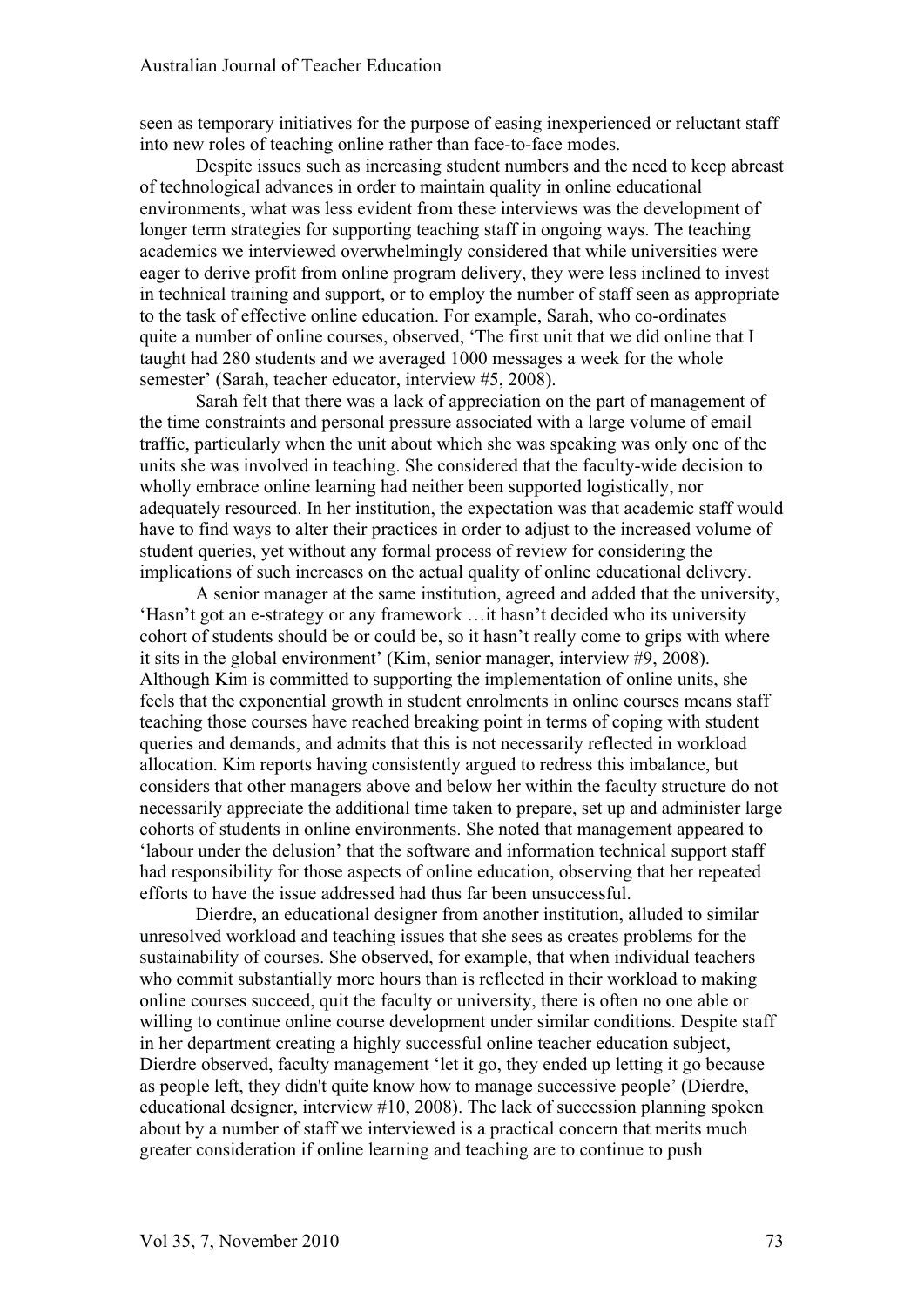seen as temporary initiatives for the purpose of easing inexperienced or reluctant staff into new roles of teaching online rather than face-to-face modes.

Despite issues such as increasing student numbers and the need to keep abreast of technological advances in order to maintain quality in online educational environments, what was less evident from these interviews was the development of longer term strategies for supporting teaching staff in ongoing ways. The teaching academics we interviewed overwhelmingly considered that while universities were eager to derive profit from online program delivery, they were less inclined to invest in technical training and support, or to employ the number of staff seen as appropriate to the task of effective online education. For example, Sarah, who co-ordinates quite a number of online courses, observed, 'The first unit that we did online that I taught had 280 students and we averaged 1000 messages a week for the whole semester' (Sarah, teacher educator, interview #5, 2008).

Sarah felt that there was a lack of appreciation on the part of management of the time constraints and personal pressure associated with a large volume of email traffic, particularly when the unit about which she was speaking was only one of the units she was involved in teaching. She considered that the faculty-wide decision to wholly embrace online learning had neither been supported logistically, nor adequately resourced. In her institution, the expectation was that academic staff would have to find ways to alter their practices in order to adjust to the increased volume of student queries, yet without any formal process of review for considering the implications of such increases on the actual quality of online educational delivery.

A senior manager at the same institution, agreed and added that the university, 'Hasn't got an e-strategy or any framework …it hasn't decided who its university cohort of students should be or could be, so it hasn't really come to grips with where it sits in the global environment' (Kim, senior manager, interview #9, 2008). Although Kim is committed to supporting the implementation of online units, she feels that the exponential growth in student enrolments in online courses means staff teaching those courses have reached breaking point in terms of coping with student queries and demands, and admits that this is not necessarily reflected in workload allocation. Kim reports having consistently argued to redress this imbalance, but considers that other managers above and below her within the faculty structure do not necessarily appreciate the additional time taken to prepare, set up and administer large cohorts of students in online environments. She noted that management appeared to 'labour under the delusion' that the software and information technical support staff had responsibility for those aspects of online education, observing that her repeated efforts to have the issue addressed had thus far been unsuccessful.

Dierdre, an educational designer from another institution, alluded to similar unresolved workload and teaching issues that she sees as creates problems for the sustainability of courses. She observed, for example, that when individual teachers who commit substantially more hours than is reflected in their workload to making online courses succeed, quit the faculty or university, there is often no one able or willing to continue online course development under similar conditions. Despite staff in her department creating a highly successful online teacher education subject, Dierdre observed, faculty management 'let it go, they ended up letting it go because as people left, they didn't quite know how to manage successive people' (Dierdre, educational designer, interview #10, 2008). The lack of succession planning spoken about by a number of staff we interviewed is a practical concern that merits much greater consideration if online learning and teaching are to continue to push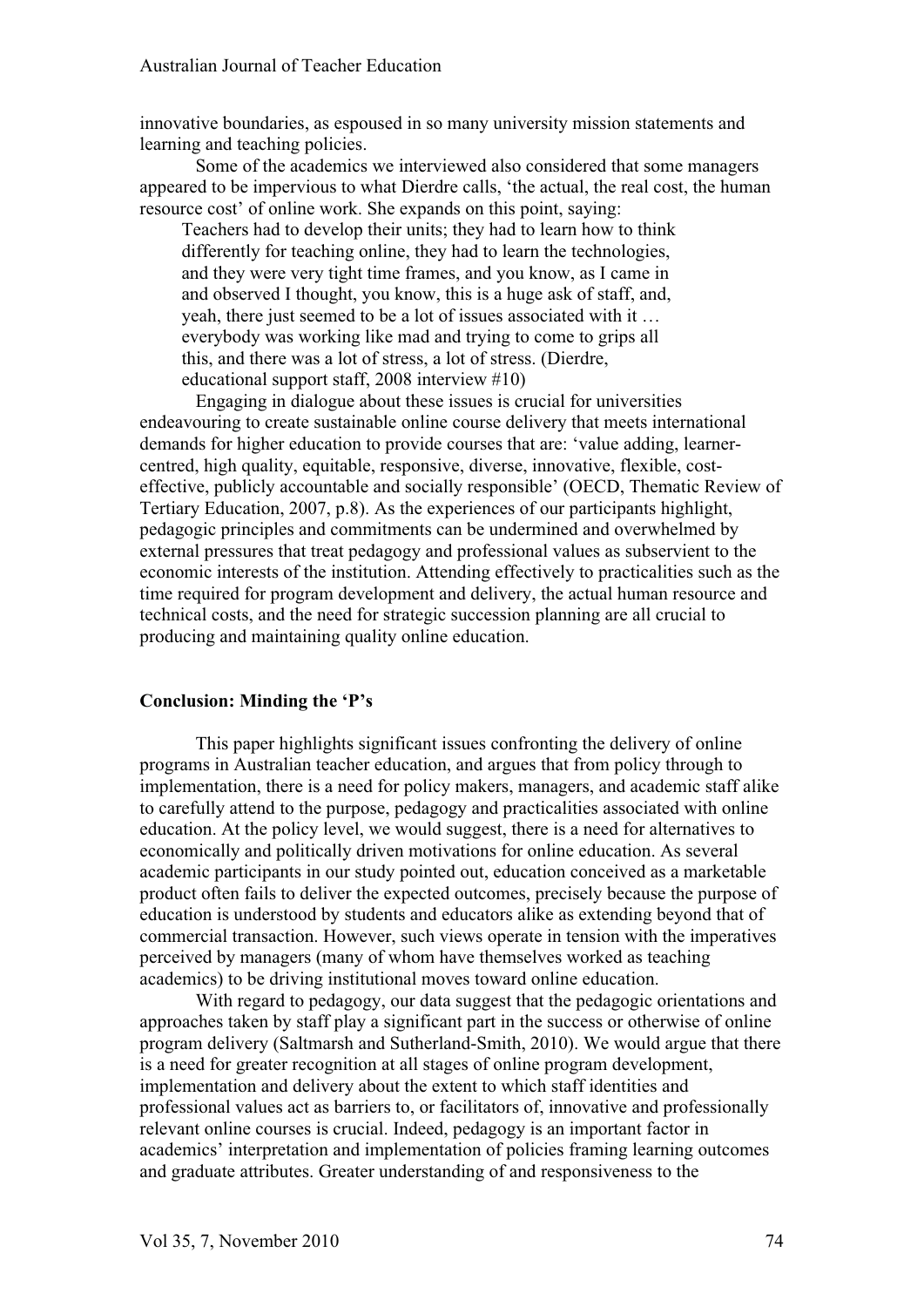innovative boundaries, as espoused in so many university mission statements and learning and teaching policies.

Some of the academics we interviewed also considered that some managers appeared to be impervious to what Dierdre calls, 'the actual, the real cost, the human resource cost' of online work. She expands on this point, saying:

> Teachers had to develop their units; they had to learn how to think differently for teaching online, they had to learn the technologies, and they were very tight time frames, and you know, as I came in and observed I thought, you know, this is a huge ask of staff, and, yeah, there just seemed to be a lot of issues associated with it … everybody was working like mad and trying to come to grips all this, and there was a lot of stress, a lot of stress. (Dierdre, educational support staff, 2008 interview #10)

Engaging in dialogue about these issues is crucial for universities endeavouring to create sustainable online course delivery that meets international demands for higher education to provide courses that are: 'value adding, learner-centred, high quality, equitable, responsive, diverse, innovative, flexible, cost-effective, publicly accountable and socially responsible' (OECD, Thematic Review of Tertiary Education, 2007, p.8). As the experiences of our participants highlight, pedagogic principles and commitments can be undermined and overwhelmed by external pressures that treat pedagogy and professional values as subservient to the economic interests of the institution. Attending effectively to practicalities such as the time required for program development and delivery, the actual human resource and technical costs, and the need for strategic succession planning are all crucial to producing and maintaining quality online education.

## Conclusion: Minding the 'P's

This paper highlights significant issues confronting the delivery of online programs in Australian teacher education, and argues that from policy through to implementation, there is a need for policy makers, managers, and academic staff alike to carefully attend to the purpose, pedagogy and practicalities associated with online education. At the policy level, we would suggest, there is a need for alternatives to economically and politically driven motivations for online education. As several academic participants in our study pointed out, education conceived as a marketable product often fails to deliver the expected outcomes, precisely because the purpose of education is understood by students and educators alike as extending beyond that of commercial transaction. However, such views operate in tension with the imperatives perceived by managers (many of whom have themselves worked as teaching academics) to be driving institutional moves toward online education.

With regard to pedagogy, our data suggest that the pedagogic orientations and approaches taken by staff play a significant part in the success or otherwise of online program delivery (Saltmarsh and Sutherland-Smith, 2010). We would argue that there is a need for greater recognition at all stages of online program development, implementation and delivery about the extent to which staff identities and professional values act as barriers to, or facilitators of, innovative and professionally relevant online courses is crucial. Indeed, pedagogy is an important factor in academics' interpretation and implementation of policies framing learning outcomes and graduate attributes. Greater understanding of and responsiveness to the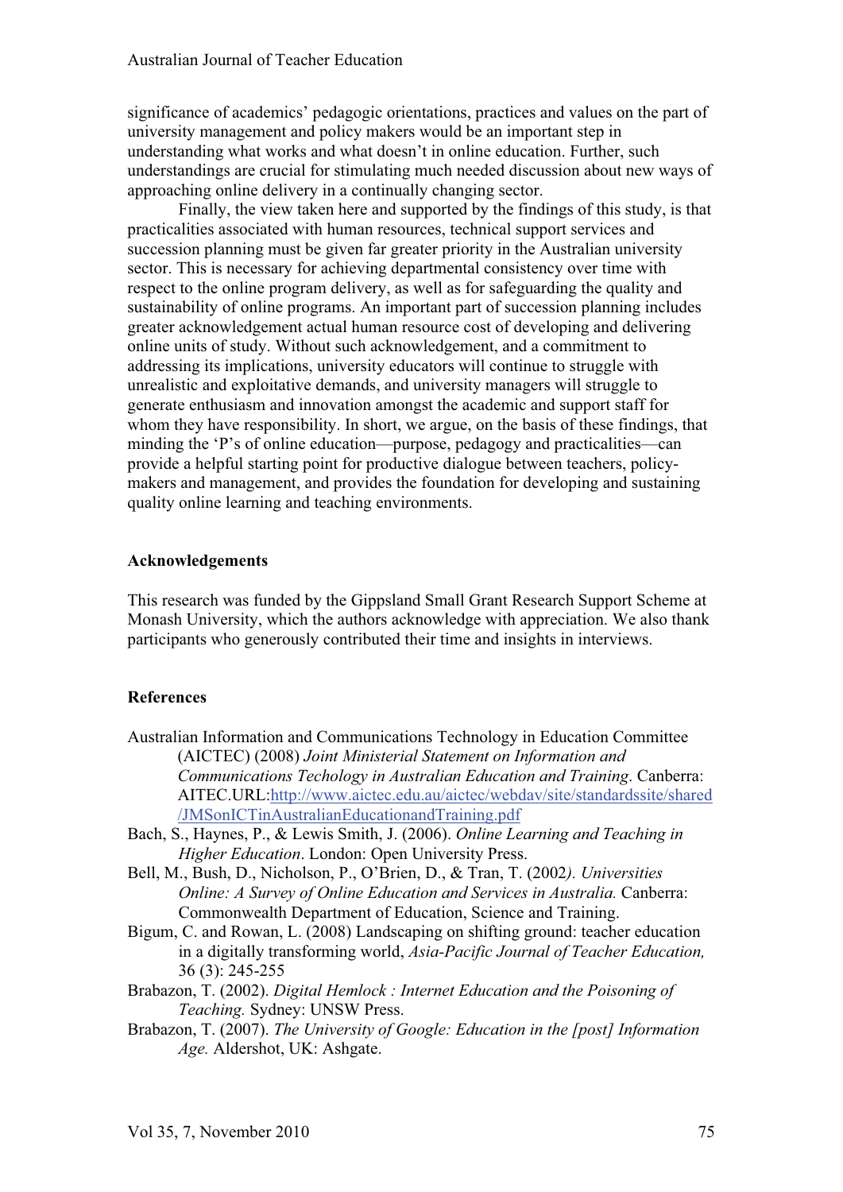significance of academics' pedagogic orientations, practices and values on the part of university management and policy makers would be an important step in understanding what works and what doesn't in online education. Further, such understandings are crucial for stimulating much needed discussion about new ways of approaching online delivery in a continually changing sector.

Finally, the view taken here and supported by the findings of this study, is that practicalities associated with human resources, technical support services and succession planning must be given far greater priority in the Australian university sector. This is necessary for achieving departmental consistency over time with respect to the online program delivery, as well as for safeguarding the quality and sustainability of online programs. An important part of succession planning includes greater acknowledgement actual human resource cost of developing and delivering online units of study. Without such acknowledgement, and a commitment to addressing its implications, university educators will continue to struggle with unrealistic and exploitative demands, and university managers will struggle to generate enthusiasm and innovation amongst the academic and support staff for whom they have responsibility. In short, we argue, on the basis of these findings, that minding the 'P's of online education—purpose, pedagogy and practicalities—can provide a helpful starting point for productive dialogue between teachers, policy-makers and management, and provides the foundation for developing and sustaining quality online learning and teaching environments.

## Acknowledgements

This research was funded by the Gippsland Small Grant Research Support Scheme at Monash University, which the authors acknowledge with appreciation. We also thank participants who generously contributed their time and insights in interviews.

## References

Australian Information and Communications Technology in Education Committee (AICTEC) (2008) *Joint Ministerial Statement on Information and Communications Techology in Australian Education and Training*. Canberra: AITEC.URL:http://www.aictec.edu.au/aictec/webdav/site/standardssite/shared/JMSonICTinAustralianEducationandTraining.pdf

Bach, S., Haynes, P., & Lewis Smith, J. (2006). *Online Learning and Teaching in Higher Education*. London: Open University Press.

Bell, M., Bush, D., Nicholson, P., O'Brien, D., & Tran, T. (2002*). Universities Online: A Survey of Online Education and Services in Australia.* Canberra: Commonwealth Department of Education, Science and Training.

Bigum, C. and Rowan, L. (2008) Landscaping on shifting ground: teacher education in a digitally transforming world, *Asia-Pacific Journal of Teacher Education,* 36 (3): 245-255

Brabazon, T. (2002). *Digital Hemlock : Internet Education and the Poisoning of Teaching.* Sydney: UNSW Press.

Brabazon, T. (2007). *The University of Google: Education in the [post] Information Age.* Aldershot, UK: Ashgate.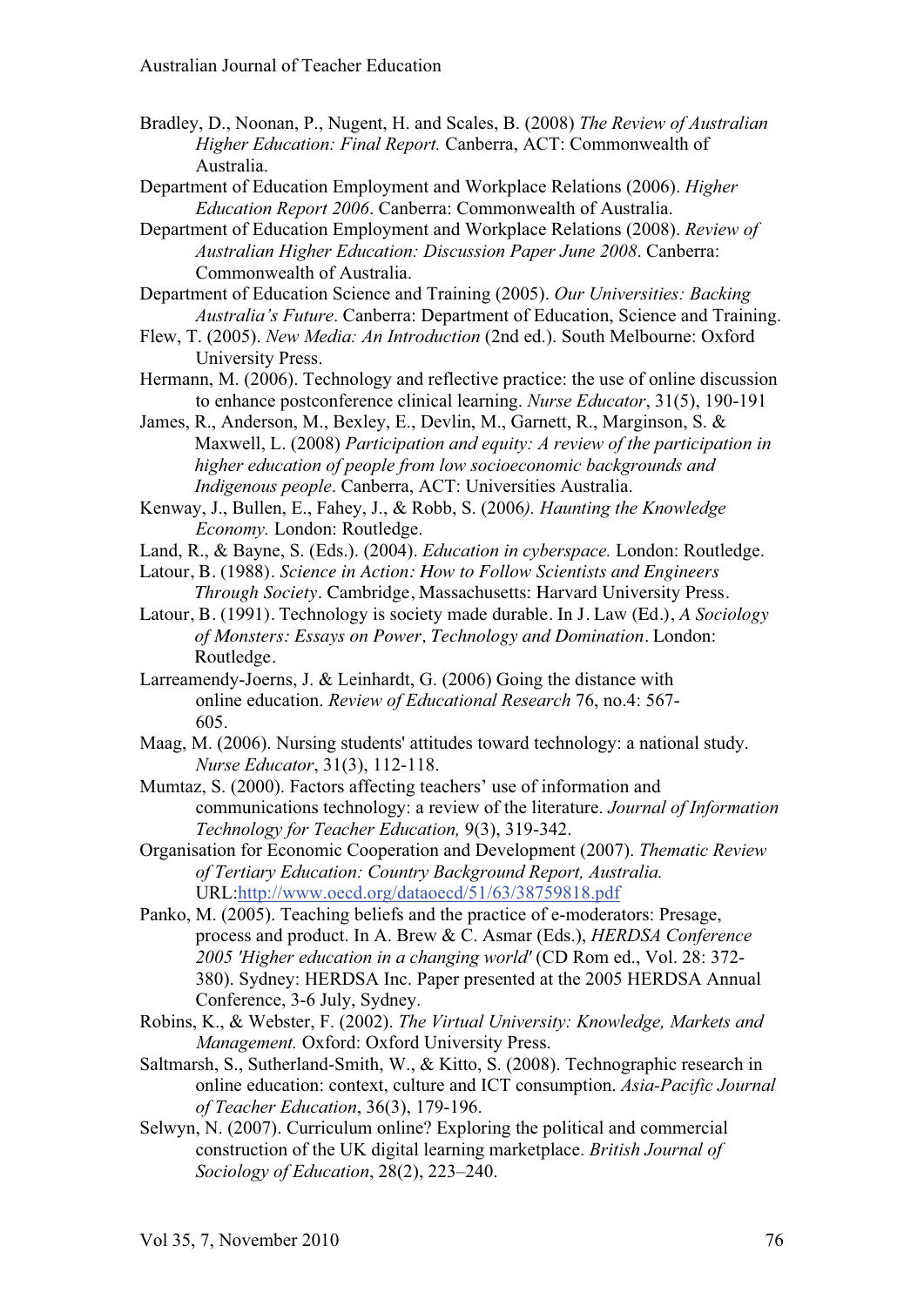Bradley, D., Noonan, P., Nugent, H. and Scales, B. (2008) *The Review of Australian Higher Education: Final Report.* Canberra, ACT: Commonwealth of Australia.

Department of Education Employment and Workplace Relations (2006). *Higher Education Report 2006*. Canberra: Commonwealth of Australia.

Department of Education Employment and Workplace Relations (2008). *Review of Australian Higher Education: Discussion Paper June 2008*. Canberra: Commonwealth of Australia.

Department of Education Science and Training (2005). *Our Universities: Backing Australia's Future*. Canberra: Department of Education, Science and Training.

Flew, T. (2005). *New Media: An Introduction* (2nd ed.). South Melbourne: Oxford University Press.

Hermann, M. (2006). Technology and reflective practice: the use of online discussion to enhance postconference clinical learning. *Nurse Educator*, 31(5), 190-191

James, R., Anderson, M., Bexley, E., Devlin, M., Garnett, R., Marginson, S. & Maxwell, L. (2008) *Participation and equity: A review of the participation in higher education of people from low socioeconomic backgrounds and Indigenous people*. Canberra, ACT: Universities Australia.

Kenway, J., Bullen, E., Fahey, J., & Robb, S. (2006*). Haunting the Knowledge Economy.* London: Routledge.

Land, R., & Bayne, S. (Eds.). (2004). *Education in cyberspace.* London: Routledge.

Latour, B. (1988). *Science in Action: How to Follow Scientists and Engineers Through Society*. Cambridge, Massachusetts: Harvard University Press.

Latour, B. (1991). Technology is society made durable. In J. Law (Ed.), *A Sociology of Monsters: Essays on Power, Technology and Domination*. London: Routledge.

Larreamendy-Joerns, J. & Leinhardt, G. (2006) Going the distance with online education. *Review of Educational Research* 76, no.4: 567-605.

Maag, M. (2006). Nursing students' attitudes toward technology: a national study. *Nurse Educator*, 31(3), 112-118.

Mumtaz, S. (2000). Factors affecting teachers' use of information and communications technology: a review of the literature. *Journal of Information Technology for Teacher Education,* 9(3), 319-342.

Organisation for Economic Cooperation and Development (2007). *Thematic Review of Tertiary Education: Country Background Report, Australia.* URL:http://www.oecd.org/dataoecd/51/63/38759818.pdf

Panko, M. (2005). Teaching beliefs and the practice of e-moderators: Presage, process and product. In A. Brew & C. Asmar (Eds.), *HERDSA Conference 2005 'Higher education in a changing world'* (CD Rom ed., Vol. 28: 372-380). Sydney: HERDSA Inc. Paper presented at the 2005 HERDSA Annual Conference, 3-6 July, Sydney.

Robins, K., & Webster, F. (2002). *The Virtual University: Knowledge, Markets and Management.* Oxford: Oxford University Press.

Saltmarsh, S., Sutherland-Smith, W., & Kitto, S. (2008). Technographic research in online education: context, culture and ICT consumption. *Asia-Pacific Journal of Teacher Education*, 36(3), 179-196.

Selwyn, N. (2007). Curriculum online? Exploring the political and commercial construction of the UK digital learning marketplace. *British Journal of Sociology of Education*, 28(2), 223–240.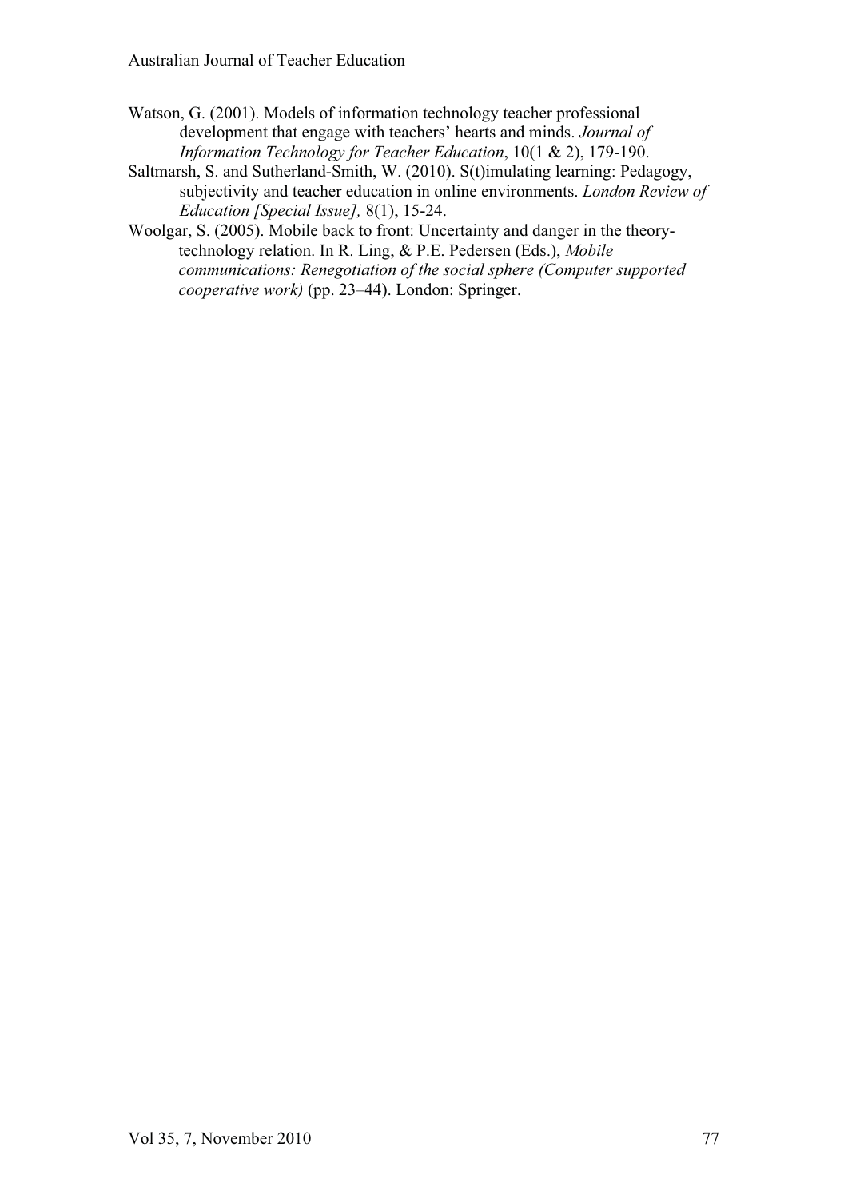Watson, G. (2001). Models of information technology teacher professional development that engage with teachers' hearts and minds. *Journal of Information Technology for Teacher Education*, 10(1 & 2), 179-190.

Saltmarsh, S. and Sutherland-Smith, W. (2010). S(t)imulating learning: Pedagogy, subjectivity and teacher education in online environments. *London Review of Education [Special Issue],* 8(1), 15-24.

Woolgar, S. (2005). Mobile back to front: Uncertainty and danger in the theory-technology relation. In R. Ling, & P.E. Pedersen (Eds.), *Mobile communications: Renegotiation of the social sphere (Computer supported cooperative work)* (pp. 23–44). London: Springer.